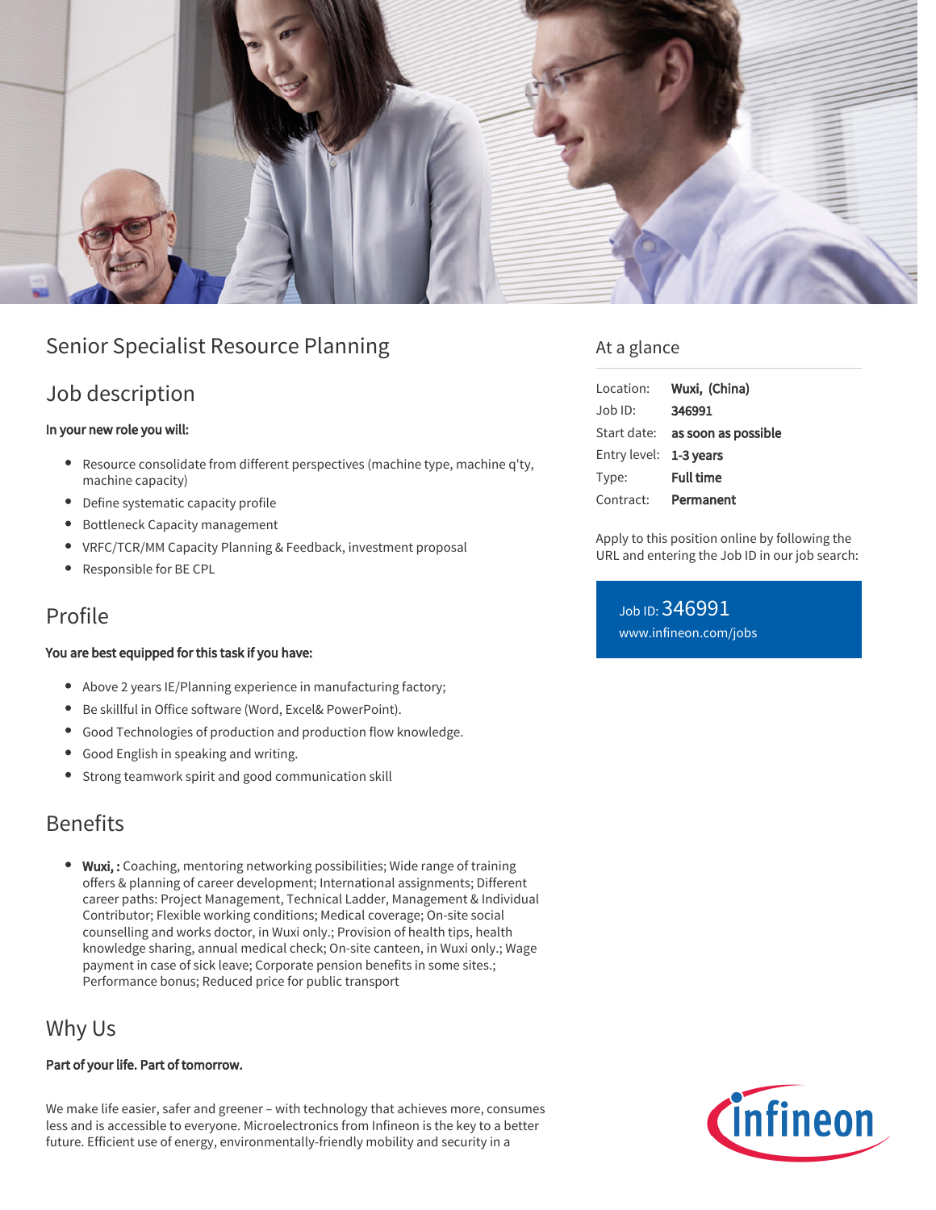# Senior Specialist Resource Planning

## Job description

**In your new role you will:**

- Resource consolidate from different perspectives (machine type, machine q'ty, machine capacity)
- Define systematic capacity profile
- Bottleneck Capacity management
- VRFC/TCR/MM Capacity Planning & Feedback, investment proposal
- Responsible for BE CPL

## Profile

**You are best equipped for this task if you have:**

- Above 2 years IE/Planning experience in manufacturing factory;
- Be skillful in Office software (Word, Excel& PowerPoint).
- Good Technologies of production and production flow knowledge.
- Good English in speaking and writing.
- Strong teamwork spirit and good communication skill

## Benefits

- **Wuxi, :** Coaching, mentoring networking possibilities; Wide range of training offers & planning of career development; International assignments; Different career paths: Project Management, Technical Ladder, Management & Individual Contributor; Flexible working conditions; Medical coverage; On-site social counselling and works doctor, in Wuxi only.; Provision of health tips, health knowledge sharing, annual medical check; On-site canteen, in Wuxi only.; Wage payment in case of sick leave; Corporate pension benefits in some sites.; Performance bonus; Reduced price for public transport

## Why Us

**Part of your life. Part of tomorrow.**

We make life easier, safer and greener – with technology that achieves more, consumes less and is accessible to everyone. Microelectronics from Infineon is the key to a better future. Efficient use of energy, environmentally-friendly mobility and security in a

## At a glance

| | |
|---|---|
| Location: | **Wuxi, (China)** |
| Job ID: | **346991** |
| Start date: | **as soon as possible** |
| Entry level: | **1-3 years** |
| Type: | **Full time** |
| Contract: | **Permanent** |

Apply to this position online by following the URL and entering the Job ID in our job search:

Job ID: 346991
www.infineon.com/jobs

infineon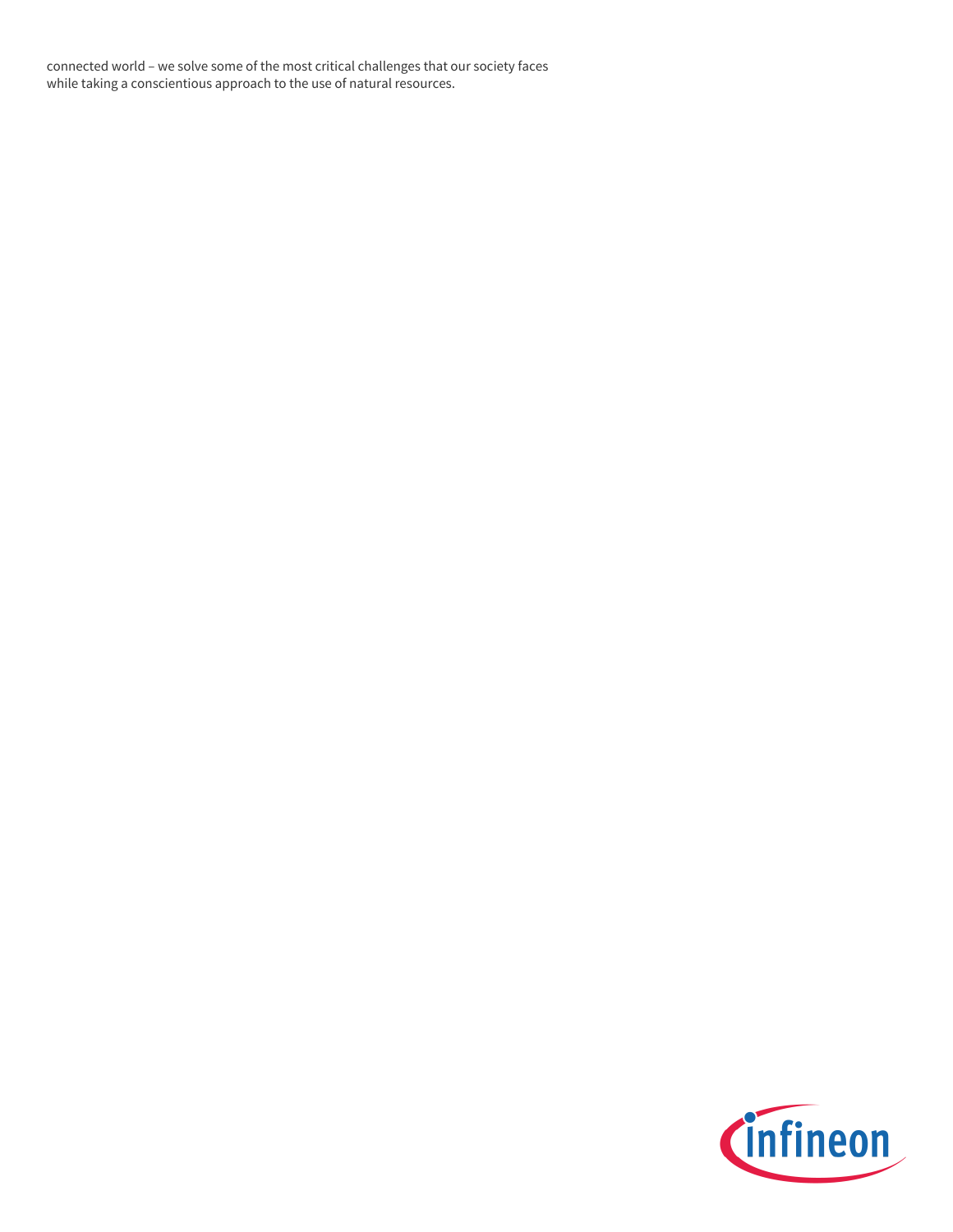connected world – we solve some of the most critical challenges that our society faces while taking a conscientious approach to the use of natural resources.